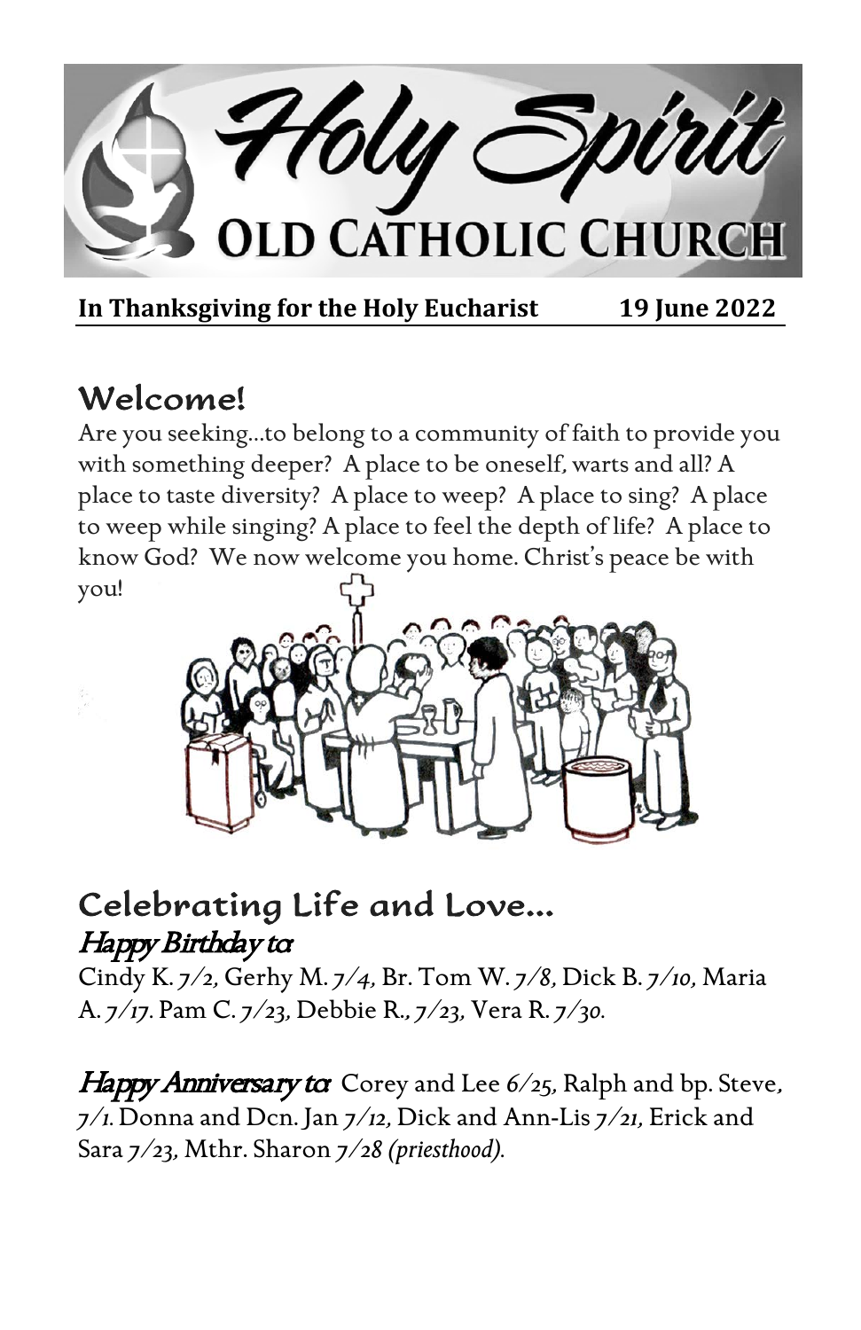# Holy Spirit Old Catholic Church

**In Thanksgiving for the Holy Eucharist** **19 June 2022**

## Welcome!

Are you seeking…to belong to a community of faith to provide you with something deeper? A place to be oneself, warts and all? A place to taste diversity? A place to weep? A place to sing? A place to weep while singing? A place to feel the depth of life? A place to know God? We now welcome you home. Christ's peace be with you!

## Celebrating Life and Love…

### *Happy Birthday to:*

Cindy K. *7/2*, Gerhy M. *7/4*, Br. Tom W. *7/8*, Dick B. *7/10*, Maria A. *7/17*. Pam C. *7/23*, Debbie R., *7/23*, Vera R. *7/30*.

***Happy Anniversary to:*** Corey and Lee *6/25*, Ralph and bp. Steve, *7/1*. Donna and Dcn. Jan *7/12*, Dick and Ann-Lis *7/21*, Erick and Sara *7/23*, Mthr. Sharon *7/28 (priesthood)*.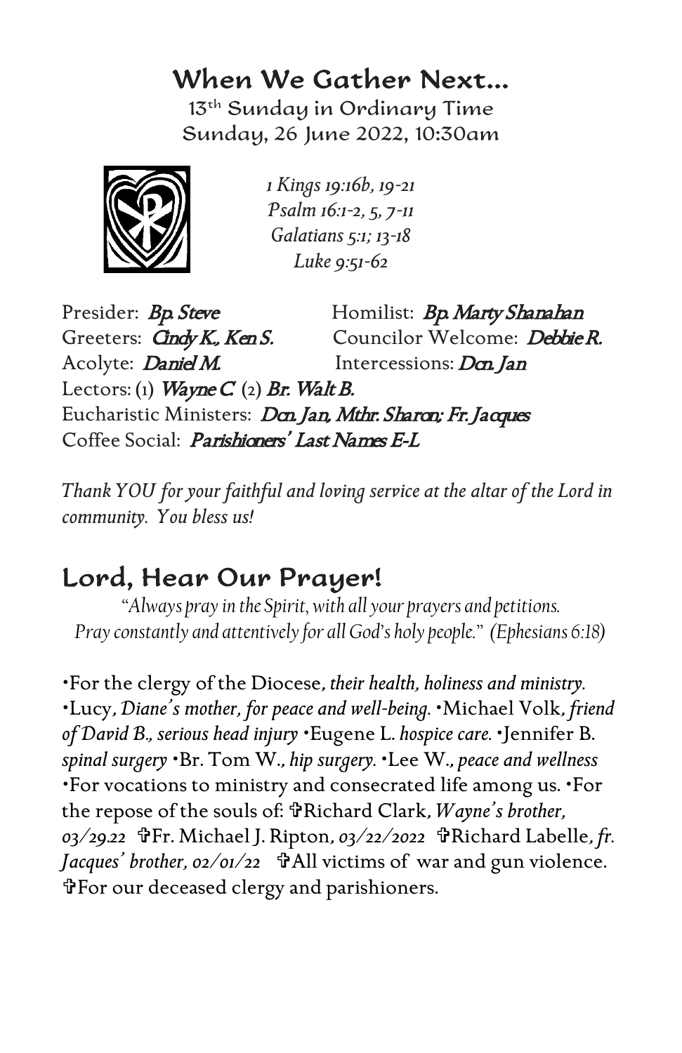# When We Gather Next...

13th Sunday in Ordinary Time
Sunday, 26 June 2022, 10:30am

*1 Kings 19:16b, 19-21*
*Psalm 16:1-2, 5, 7-11*
*Galatians 5:1; 13-18*
*Luke 9:51-62*

Presider: *Bp. Steve* Homilist: *Bp. Marty Shanahan*
Greeters: *Cindy K., Ken S.* Councilor Welcome: *Debbie R.*
Acolyte: *Daniel M.* Intercessions: *Dcn. Jan*
Lectors: (1) *Wayne C.* (2) *Br. Walt B.*
Eucharistic Ministers: *Dcn. Jan, Mthr. Sharon; Fr. Jacques*
Coffee Social: *Parishioners' Last Names E-L*

*Thank YOU for your faithful and loving service at the altar of the Lord in community. You bless us!*

## Lord, Hear Our Prayer!

*"Always pray in the Spirit, with all your prayers and petitions. Pray constantly and attentively for all God's holy people." (Ephesians 6:18)*

•For the clergy of the Diocese, *their health, holiness and ministry.* •Lucy, *Diane's mother, for peace and well-being.* •Michael Volk, *friend of David B., serious head injury* •Eugene L. *hospice care.* •Jennifer B. *spinal surgery* •Br. Tom W., *hip surgery.* •Lee W., *peace and wellness* •For vocations to ministry and consecrated life among us. •For the repose of the souls of: ✞Richard Clark, *Wayne's brother, 03/29.22* ✞Fr. Michael J. Ripton, *03/22/2022* ✞Richard Labelle, *fr. Jacques' brother, 02/01/22* ✞All victims of war and gun violence. ✞For our deceased clergy and parishioners.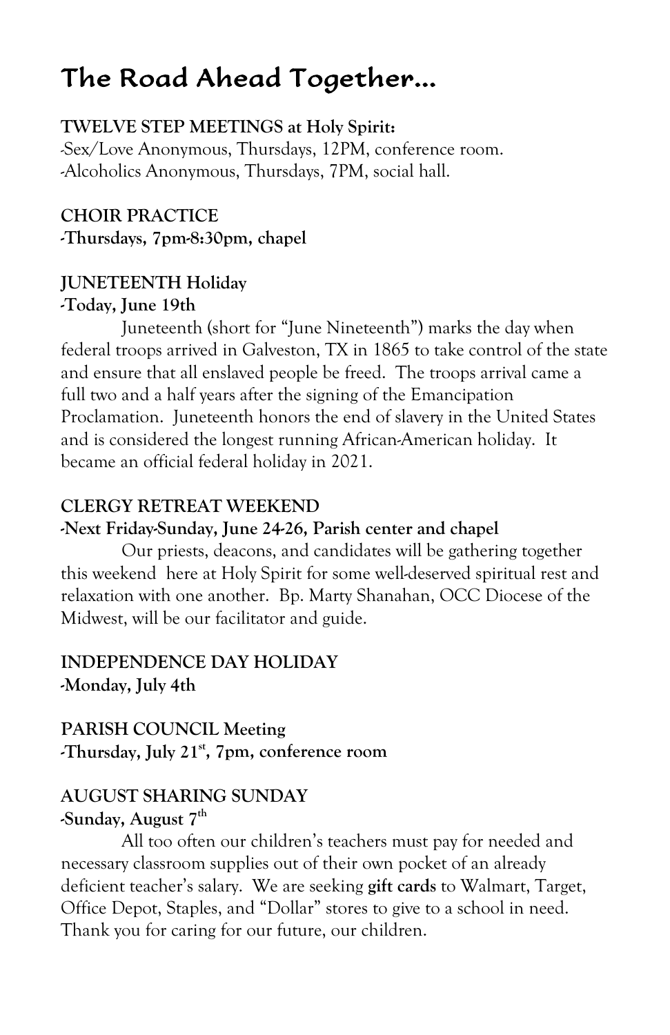# The Road Ahead Together...

**TWELVE STEP MEETINGS at Holy Spirit:**
-Sex/Love Anonymous, Thursdays, 12PM, conference room.
-Alcoholics Anonymous, Thursdays, 7PM, social hall.

**CHOIR PRACTICE**
**-Thursdays, 7pm-8:30pm, chapel**

**JUNETEENTH Holiday**
**-Today, June 19th**

Juneteenth (short for "June Nineteenth") marks the day when federal troops arrived in Galveston, TX in 1865 to take control of the state and ensure that all enslaved people be freed. The troops arrival came a full two and a half years after the signing of the Emancipation Proclamation. Juneteenth honors the end of slavery in the United States and is considered the longest running African-American holiday. It became an official federal holiday in 2021.

**CLERGY RETREAT WEEKEND**
**-Next Friday-Sunday, June 24-26, Parish center and chapel**

Our priests, deacons, and candidates will be gathering together this weekend here at Holy Spirit for some well-deserved spiritual rest and relaxation with one another. Bp. Marty Shanahan, OCC Diocese of the Midwest, will be our facilitator and guide.

**INDEPENDENCE DAY HOLIDAY**
**-Monday, July 4th**

**PARISH COUNCIL Meeting**
**-Thursday, July 21st, 7pm, conference room**

**AUGUST SHARING SUNDAY**
**-Sunday, August 7th**

All too often our children's teachers must pay for needed and necessary classroom supplies out of their own pocket of an already deficient teacher's salary. We are seeking **gift cards** to Walmart, Target, Office Depot, Staples, and "Dollar" stores to give to a school in need. Thank you for caring for our future, our children.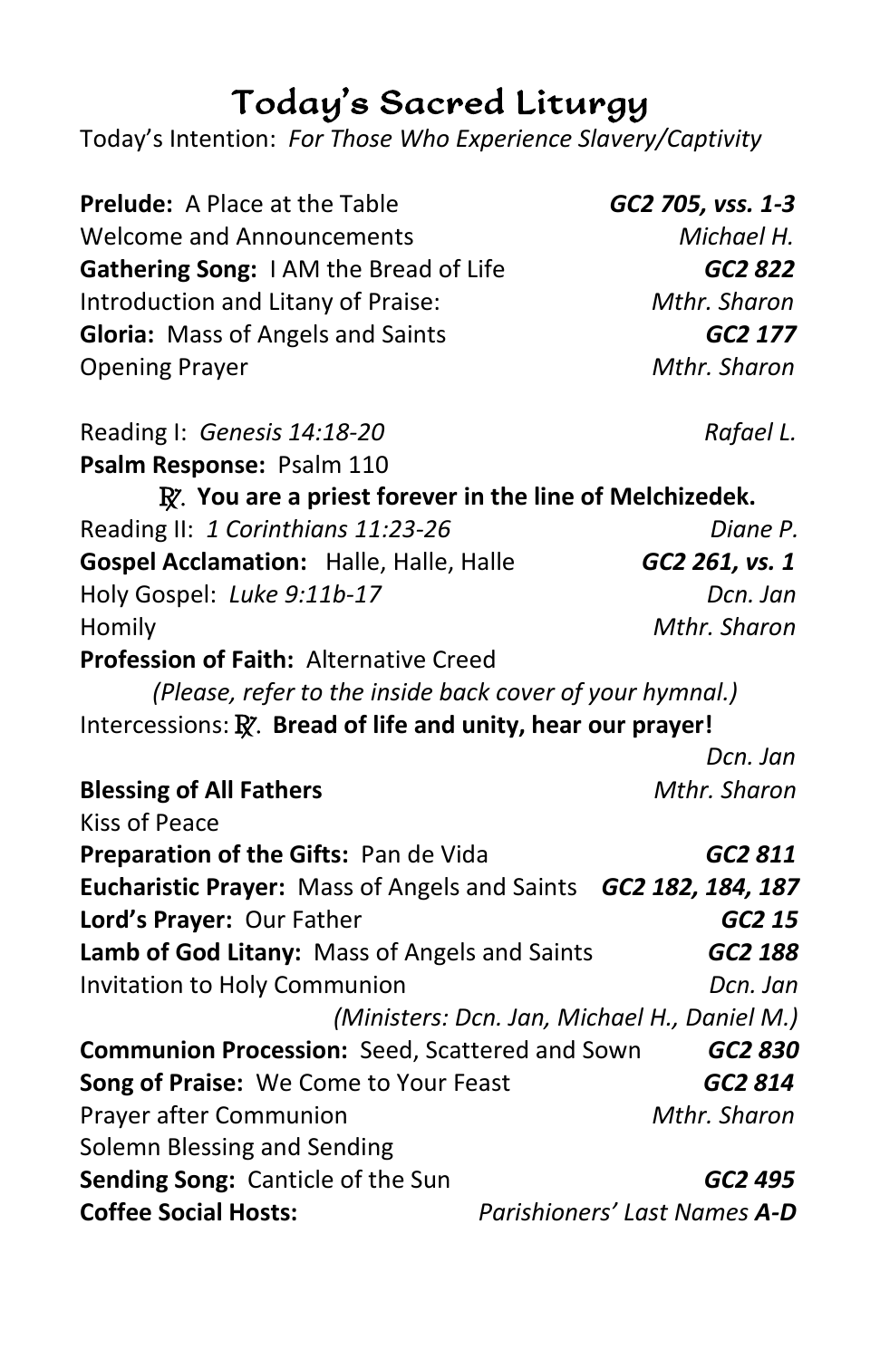# Today's Sacred Liturgy

Today's Intention: *For Those Who Experience Slavery/Captivity*

**Prelude:** A Place at the Table — ***GC2 705, vss. 1-3***
Welcome and Announcements — *Michael H.*
**Gathering Song:** I AM the Bread of Life — ***GC2 822***
Introduction and Litany of Praise: — *Mthr. Sharon*
**Gloria:** Mass of Angels and Saints — ***GC2 177***
Opening Prayer — *Mthr. Sharon*

Reading I: *Genesis 14:18-20* — *Rafael L.*
**Psalm Response:** Psalm 110
℟. **You are a priest forever in the line of Melchizedek.**
Reading II: *1 Corinthians 11:23-26* — *Diane P.*
**Gospel Acclamation:** Halle, Halle, Halle — ***GC2 261, vs. 1***
Holy Gospel: *Luke 9:11b-17* — *Dcn. Jan*
Homily — *Mthr. Sharon*
**Profession of Faith:** Alternative Creed
*(Please, refer to the inside back cover of your hymnal.)*
Intercessions: ℟. **Bread of life and unity, hear our prayer!** — *Dcn. Jan*
**Blessing of All Fathers** — *Mthr. Sharon*
Kiss of Peace
**Preparation of the Gifts:** Pan de Vida — ***GC2 811***
**Eucharistic Prayer:** Mass of Angels and Saints — ***GC2 182, 184, 187***
**Lord's Prayer:** Our Father — ***GC2 15***
**Lamb of God Litany:** Mass of Angels and Saints — ***GC2 188***
Invitation to Holy Communion — *Dcn. Jan*
*(Ministers: Dcn. Jan, Michael H., Daniel M.)*
**Communion Procession:** Seed, Scattered and Sown — ***GC2 830***
**Song of Praise:** We Come to Your Feast — ***GC2 814***
Prayer after Communion — *Mthr. Sharon*
Solemn Blessing and Sending
**Sending Song:** Canticle of the Sun — ***GC2 495***
**Coffee Social Hosts:** — *Parishioners' Last Names **A-D***